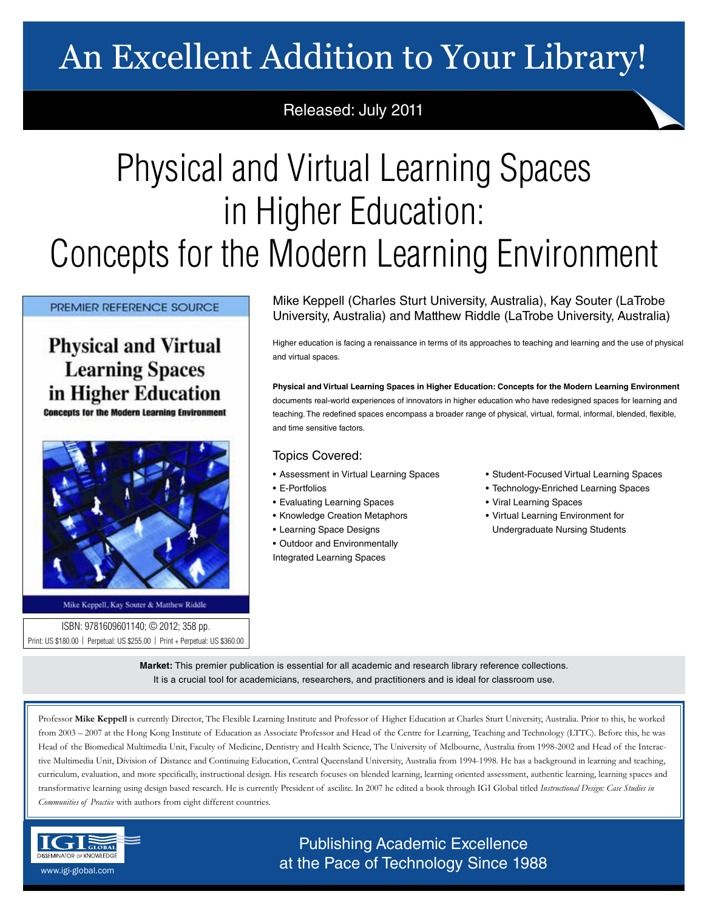# An Excellent Addition to Your Library!

Released: July 2011

# Physical and Virtual Learning Spaces in Higher Education: Concepts for the Modern Learning Environment

PREMIER REFERENCE SOURCE

**Physical and Virtual Learning Spaces in Higher Education**

**Concepts for the Modern Learning Environment**

Mike Keppell, Kay Souter & Matthew Riddle

ISBN: 9781609601140; © 2012; 358 pp.

Print: US $180.00 | Perpetual: US $255.00 | Print + Perpetual: US $360.00

Mike Keppell (Charles Sturt University, Australia), Kay Souter (LaTrobe University, Australia) and Matthew Riddle (LaTrobe University, Australia)

Higher education is facing a renaissance in terms of its approaches to teaching and learning and the use of physical and virtual spaces.

**Physical and Virtual Learning Spaces in Higher Education: Concepts for the Modern Learning Environment** documents real-world experiences of innovators in higher education who have redesigned spaces for learning and teaching. The redefined spaces encompass a broader range of physical, virtual, formal, informal, blended, flexible, and time sensitive factors.

## Topics Covered:

- Assessment in Virtual Learning Spaces
- E-Portfolios
- Evaluating Learning Spaces
- Knowledge Creation Metaphors
- Learning Space Designs
- Outdoor and Environmentally Integrated Learning Spaces
- Student-Focused Virtual Learning Spaces
- Technology-Enriched Learning Spaces
- Viral Learning Spaces
- Virtual Learning Environment for Undergraduate Nursing Students

**Market:** This premier publication is essential for all academic and research library reference collections. It is a crucial tool for academicians, researchers, and practitioners and is ideal for classroom use.

Professor **Mike Keppell** is currently Director, The Flexible Learning Institute and Professor of Higher Education at Charles Sturt University, Australia. Prior to this, he worked from 2003 – 2007 at the Hong Kong Institute of Education as Associate Professor and Head of the Centre for Learning, Teaching and Technology (LTTC). Before this, he was Head of the Biomedical Multimedia Unit, Faculty of Medicine, Dentistry and Health Science, The University of Melbourne, Australia from 1998-2002 and Head of the Interactive Multimedia Unit, Division of Distance and Continuing Education, Central Queensland University, Australia from 1994-1998. He has a background in learning and teaching, curriculum, evaluation, and more specifically, instructional design. His research focuses on blended learning, learning oriented assessment, authentic learning, learning spaces and transformative learning using design based research. He is currently President of ascilite. In 2007 he edited a book through IGI Global titled *Instructional Design: Case Studies in Communities of Practice* with authors from eight different countries.

IGI GLOBAL — DISSEMINATOR OF KNOWLEDGE

www.igi-global.com

Publishing Academic Excellence at the Pace of Technology Since 1988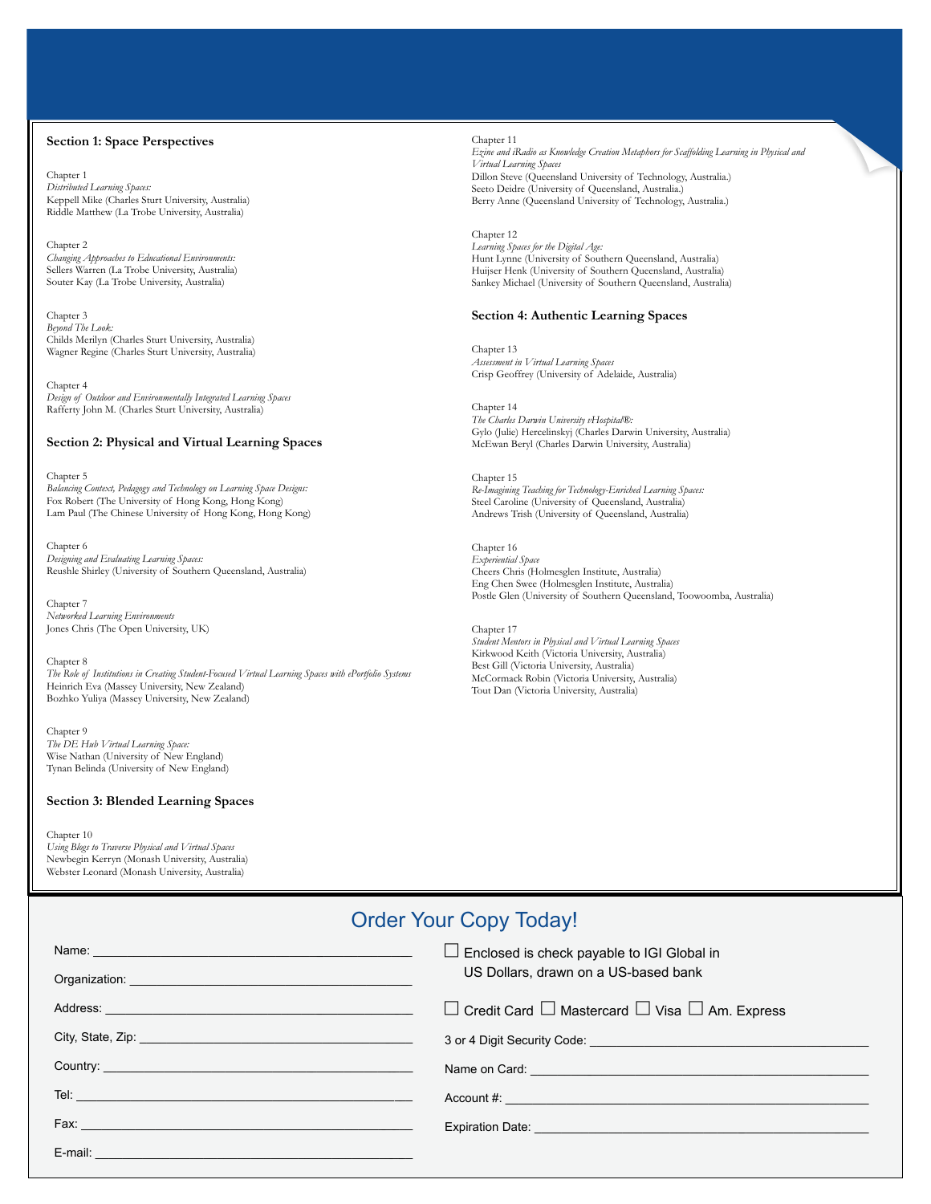## Section 1: Space Perspectives

Chapter 1
*Distributed Learning Spaces:*
Keppell Mike (Charles Sturt University, Australia)
Riddle Matthew (La Trobe University, Australia)

Chapter 2
*Changing Approaches to Educational Environments:*
Sellers Warren (La Trobe University, Australia)
Souter Kay (La Trobe University, Australia)

Chapter 3
*Beyond The Look:*
Childs Merilyn (Charles Sturt University, Australia)
Wagner Regine (Charles Sturt University, Australia)

Chapter 4
*Design of Outdoor and Environmentally Integrated Learning Spaces*
Rafferty John M. (Charles Sturt University, Australia)

## Section 2: Physical and Virtual Learning Spaces

Chapter 5
*Balancing Context, Pedagogy and Technology on Learning Space Designs:*
Fox Robert (The University of Hong Kong, Hong Kong)
Lam Paul (The Chinese University of Hong Kong, Hong Kong)

Chapter 6
*Designing and Evaluating Learning Spaces:*
Reushle Shirley (University of Southern Queensland, Australia)

Chapter 7
*Networked Learning Environments*
Jones Chris (The Open University, UK)

Chapter 8
*The Role of Institutions in Creating Student-Focused Virtual Learning Spaces with ePortfolio Systems*
Heinrich Eva (Massey University, New Zealand)
Bozhko Yuliya (Massey University, New Zealand)

Chapter 9
*The DE Hub Virtual Learning Space:*
Wise Nathan (University of New England)
Tynan Belinda (University of New England)

## Section 3: Blended Learning Spaces

Chapter 10
*Using Blogs to Traverse Physical and Virtual Spaces*
Newbegin Kerryn (Monash University, Australia)
Webster Leonard (Monash University, Australia)

Chapter 11
*Ezine and iRadio as Knowledge Creation Metaphors for Scaffolding Learning in Physical and Virtual Learning Spaces*
Dillon Steve (Queensland University of Technology, Australia.)
Seeto Deidre (University of Queensland, Australia.)
Berry Anne (Queensland University of Technology, Australia.)

Chapter 12
*Learning Spaces for the Digital Age:*
Hunt Lynne (University of Southern Queensland, Australia)
Huijser Henk (University of Southern Queensland, Australia)
Sankey Michael (University of Southern Queensland, Australia)

## Section 4: Authentic Learning Spaces

Chapter 13
*Assessment in Virtual Learning Spaces*
Crisp Geoffrey (University of Adelaide, Australia)

Chapter 14
*The Charles Darwin University vHospital®:*
Gylo (Julie) Hercelinskyj (Charles Darwin University, Australia)
McEwan Beryl (Charles Darwin University, Australia)

Chapter 15
*Re-Imagining Teaching for Technology-Enriched Learning Spaces:*
Steel Caroline (University of Queensland, Australia)
Andrews Trish (University of Queensland, Australia)

Chapter 16
*Experiential Space*
Cheers Chris (Holmesglen Institute, Australia)
Eng Chen Swee (Holmesglen Institute, Australia)
Postle Glen (University of Southern Queensland, Toowoomba, Australia)

Chapter 17
*Student Mentors in Physical and Virtual Learning Spaces*
Kirkwood Keith (Victoria University, Australia)
Best Gill (Victoria University, Australia)
McCormack Robin (Victoria University, Australia)
Tout Dan (Victoria University, Australia)

## Order Your Copy Today!

Name: ____________________

Organization: ____________________

Address: ____________________

City, State, Zip: ____________________

Country: ____________________

Tel: ____________________

Fax: ____________________

E-mail: ____________________

☐ Enclosed is check payable to IGI Global in US Dollars, drawn on a US-based bank

☐ Credit Card ☐ Mastercard ☐ Visa ☐ Am. Express

3 or 4 Digit Security Code: ____________________

Name on Card: ____________________

Account #: ____________________

Expiration Date: ____________________